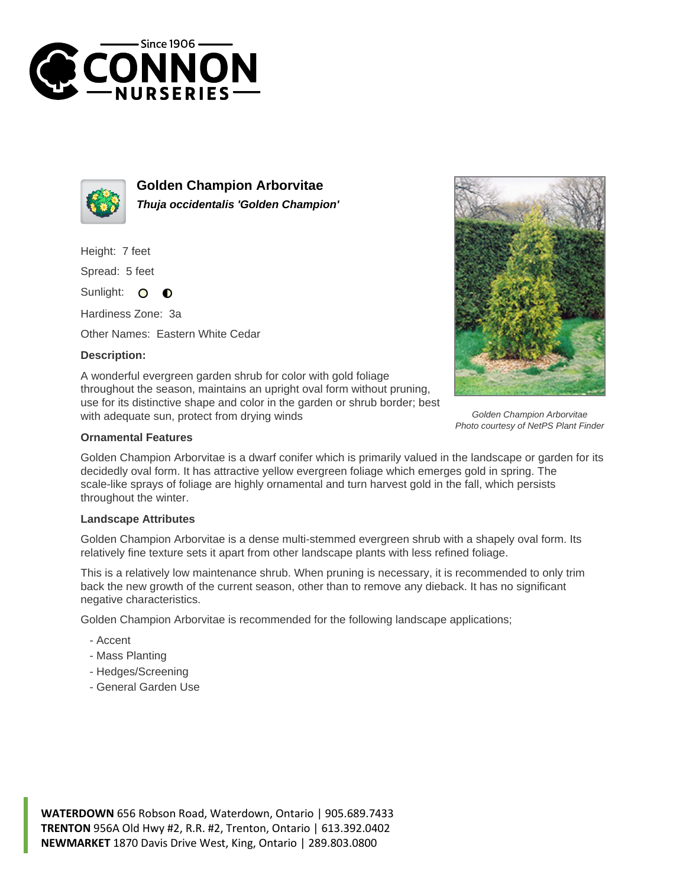# Golden Champion Arborvitae

***Thuja occidentalis 'Golden Champion'***

Height: 7 feet

Spread: 5 feet

Sunlight:

Hardiness Zone: 3a

Other Names: Eastern White Cedar

**Description:**

A wonderful evergreen garden shrub for color with gold foliage throughout the season, maintains an upright oval form without pruning, use for its distinctive shape and color in the garden or shrub border; best with adequate sun, protect from drying winds

*Golden Champion Arborvitae*
*Photo courtesy of NetPS Plant Finder*

**Ornamental Features**

Golden Champion Arborvitae is a dwarf conifer which is primarily valued in the landscape or garden for its decidedly oval form. It has attractive yellow evergreen foliage which emerges gold in spring. The scale-like sprays of foliage are highly ornamental and turn harvest gold in the fall, which persists throughout the winter.

**Landscape Attributes**

Golden Champion Arborvitae is a dense multi-stemmed evergreen shrub with a shapely oval form. Its relatively fine texture sets it apart from other landscape plants with less refined foliage.

This is a relatively low maintenance shrub. When pruning is necessary, it is recommended to only trim back the new growth of the current season, other than to remove any dieback. It has no significant negative characteristics.

Golden Champion Arborvitae is recommended for the following landscape applications;

- Accent
- Mass Planting
- Hedges/Screening
- General Garden Use

**WATERDOWN** 656 Robson Road, Waterdown, Ontario | 905.689.7433
**TRENTON** 956A Old Hwy #2, R.R. #2, Trenton, Ontario | 613.392.0402
**NEWMARKET** 1870 Davis Drive West, King, Ontario | 289.803.0800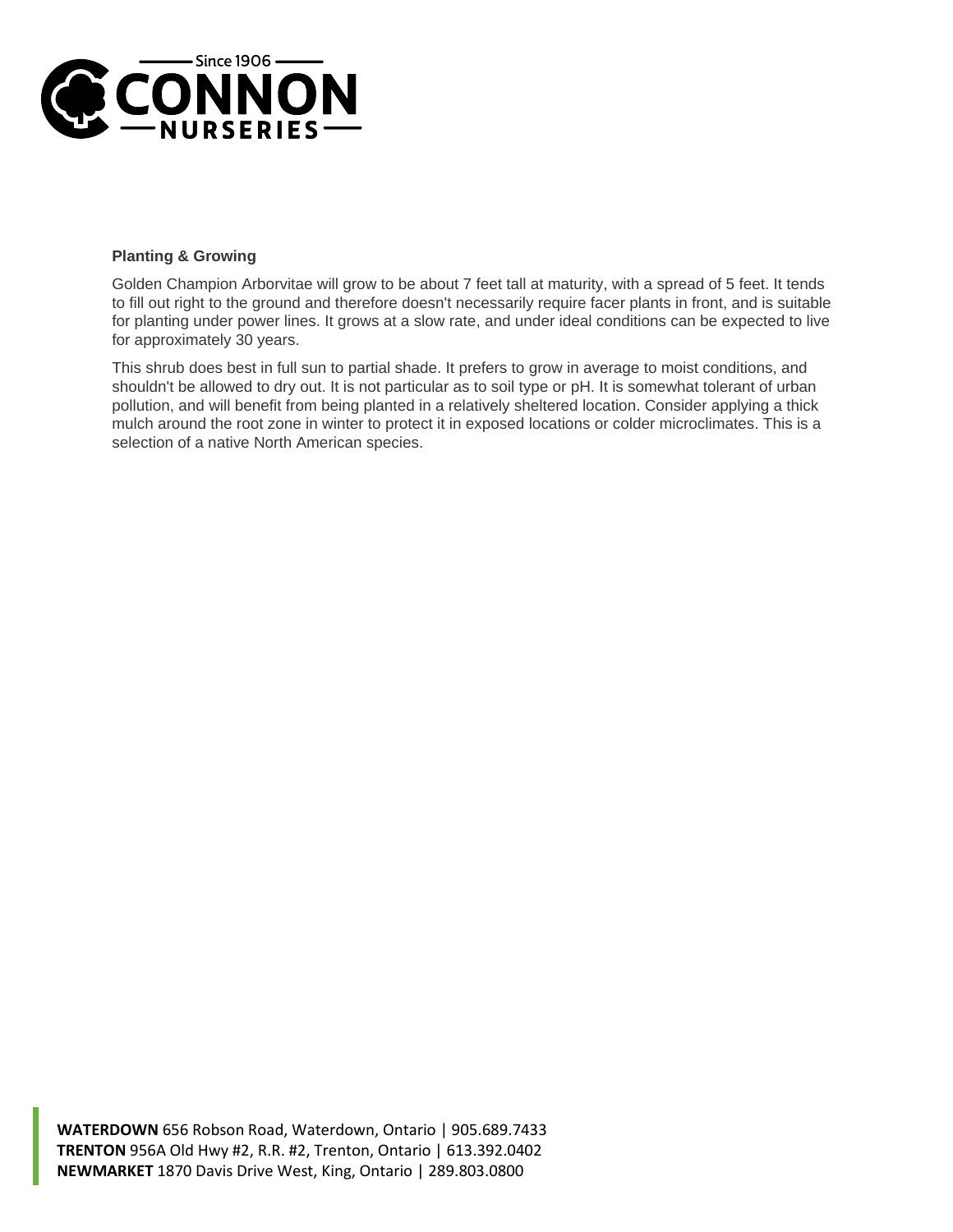### Planting & Growing

Golden Champion Arborvitae will grow to be about 7 feet tall at maturity, with a spread of 5 feet. It tends to fill out right to the ground and therefore doesn't necessarily require facer plants in front, and is suitable for planting under power lines. It grows at a slow rate, and under ideal conditions can be expected to live for approximately 30 years.

This shrub does best in full sun to partial shade. It prefers to grow in average to moist conditions, and shouldn't be allowed to dry out. It is not particular as to soil type or pH. It is somewhat tolerant of urban pollution, and will benefit from being planted in a relatively sheltered location. Consider applying a thick mulch around the root zone in winter to protect it in exposed locations or colder microclimates. This is a selection of a native North American species.